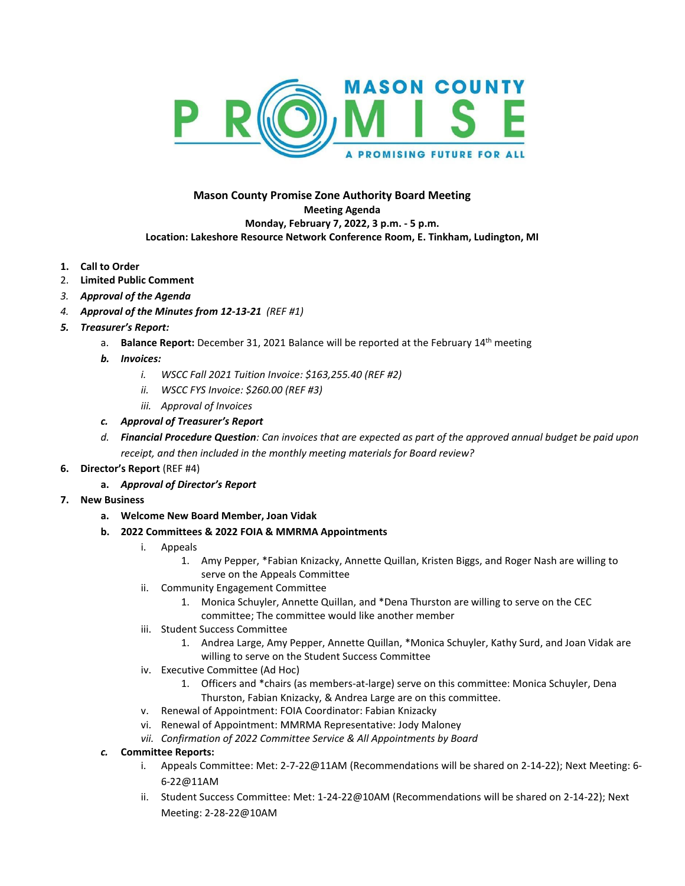MASON COUNTY PROMISE

A PROMISING FUTURE FOR ALL

**Mason County Promise Zone Authority Board Meeting**
**Meeting Agenda**
**Monday, February 7, 2022, 3 p.m. - 5 p.m.**
**Location: Lakeshore Resource Network Conference Room, E. Tinkham, Ludington, MI**

1. **Call to Order**
2. **Limited Public Comment**
3. ***Approval of the Agenda***
4. ***Approval of the Minutes from 12-13-21*** *(REF #1)*
5. ***Treasurer's Report:***
   a. **Balance Report:** December 31, 2021 Balance will be reported at the February 14th meeting
   b. ***Invoices:***
      i. *WSCC Fall 2021 Tuition Invoice: $163,255.40 (REF #2)*
      ii. *WSCC FYS Invoice: $260.00 (REF #3)*
      iii. *Approval of Invoices*
   c. ***Approval of Treasurer's Report***
   d. ***Financial Procedure Question****: Can invoices that are expected as part of the approved annual budget be paid upon receipt, and then included in the monthly meeting materials for Board review?*
6. **Director's Report** (REF #4)
   a. ***Approval of Director's Report***
7. **New Business**
   a. **Welcome New Board Member, Joan Vidak**
   b. **2022 Committees & 2022 FOIA & MMRMA Appointments**
      i. Appeals
         1. Amy Pepper, *Fabian Knizacky, Annette Quillan, Kristen Biggs, and Roger Nash are willing to serve on the Appeals Committee
      ii. Community Engagement Committee
         1. Monica Schuyler, Annette Quillan, and *Dena Thurston are willing to serve on the CEC committee; The committee would like another member
      iii. Student Success Committee
         1. Andrea Large, Amy Pepper, Annette Quillan, *Monica Schuyler, Kathy Surd, and Joan Vidak are willing to serve on the Student Success Committee
      iv. Executive Committee (Ad Hoc)
         1. Officers and *chairs (as members-at-large) serve on this committee: Monica Schuyler, Dena Thurston, Fabian Knizacky, & Andrea Large are on this committee.
      v. Renewal of Appointment: FOIA Coordinator: Fabian Knizacky
      vi. Renewal of Appointment: MMRMA Representative: Jody Maloney
      vii. *Confirmation of 2022 Committee Service & All Appointments by Board*
   c. **Committee Reports:**
      i. Appeals Committee: Met: 2-7-22@11AM (Recommendations will be shared on 2-14-22); Next Meeting: 6-6-22@11AM
      ii. Student Success Committee: Met: 1-24-22@10AM (Recommendations will be shared on 2-14-22); Next Meeting: 2-28-22@10AM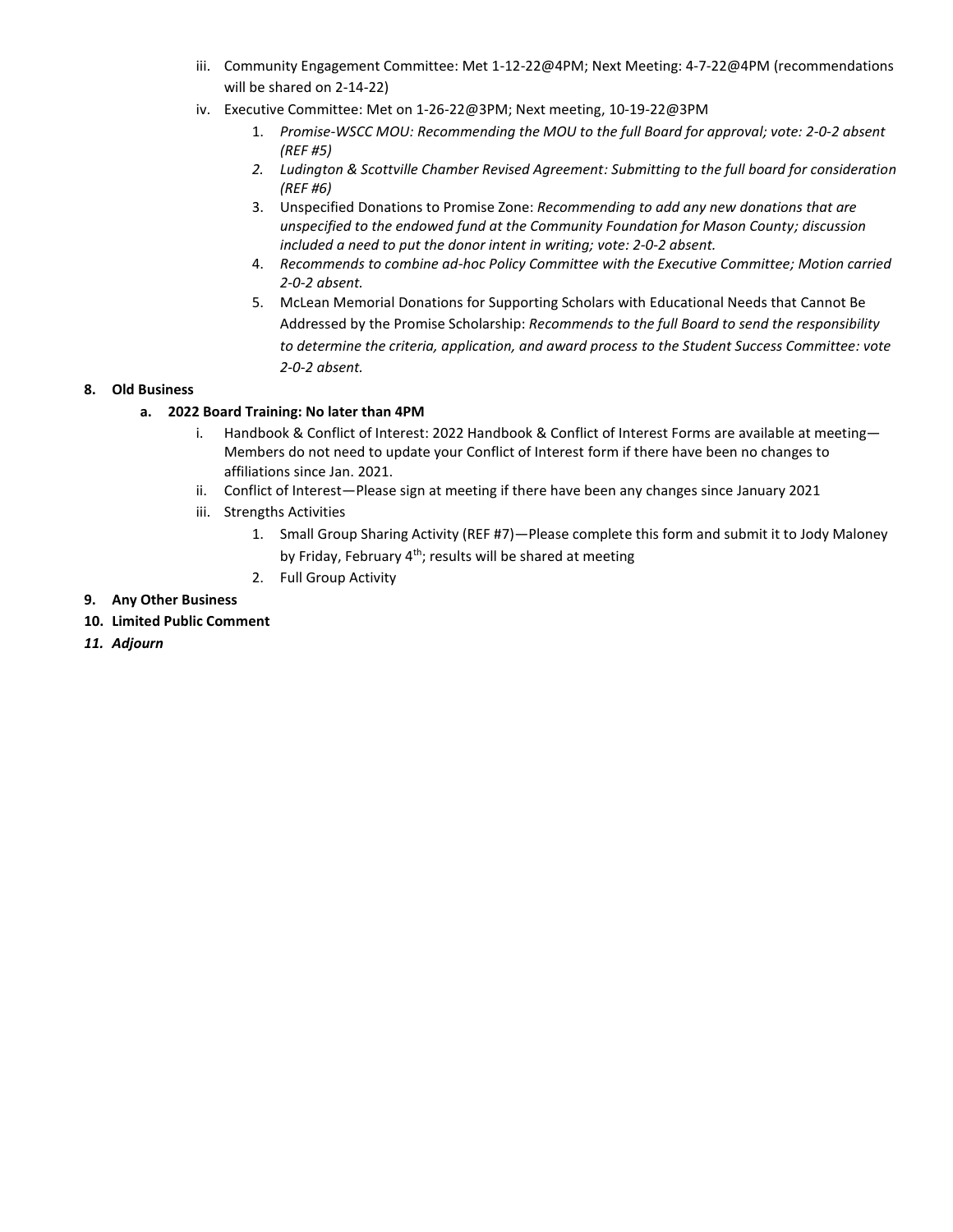iii. Community Engagement Committee: Met 1-12-22@4PM; Next Meeting: 4-7-22@4PM (recommendations will be shared on 2-14-22)

iv. Executive Committee: Met on 1-26-22@3PM; Next meeting, 10-19-22@3PM

1. *Promise-WSCC MOU: Recommending the MOU to the full Board for approval; vote: 2-0-2 absent (REF #5)*
2. *Ludington & Scottville Chamber Revised Agreement: Submitting to the full board for consideration (REF #6)*
3. Unspecified Donations to Promise Zone: *Recommending to add any new donations that are unspecified to the endowed fund at the Community Foundation for Mason County; discussion included a need to put the donor intent in writing; vote: 2-0-2 absent.*
4. *Recommends to combine ad-hoc Policy Committee with the Executive Committee; Motion carried 2-0-2 absent.*
5. McLean Memorial Donations for Supporting Scholars with Educational Needs that Cannot Be Addressed by the Promise Scholarship: *Recommends to the full Board to send the responsibility to determine the criteria, application, and award process to the Student Success Committee: vote 2-0-2 absent.*

**8. Old Business**

**a. 2022 Board Training: No later than 4PM**

i. Handbook & Conflict of Interest: 2022 Handbook & Conflict of Interest Forms are available at meeting—Members do not need to update your Conflict of Interest form if there have been no changes to affiliations since Jan. 2021.

ii. Conflict of Interest—Please sign at meeting if there have been any changes since January 2021

iii. Strengths Activities

1. Small Group Sharing Activity (REF #7)—Please complete this form and submit it to Jody Maloney by Friday, February 4th; results will be shared at meeting
2. Full Group Activity

**9. Any Other Business**

**10. Limited Public Comment**

***11. Adjourn***